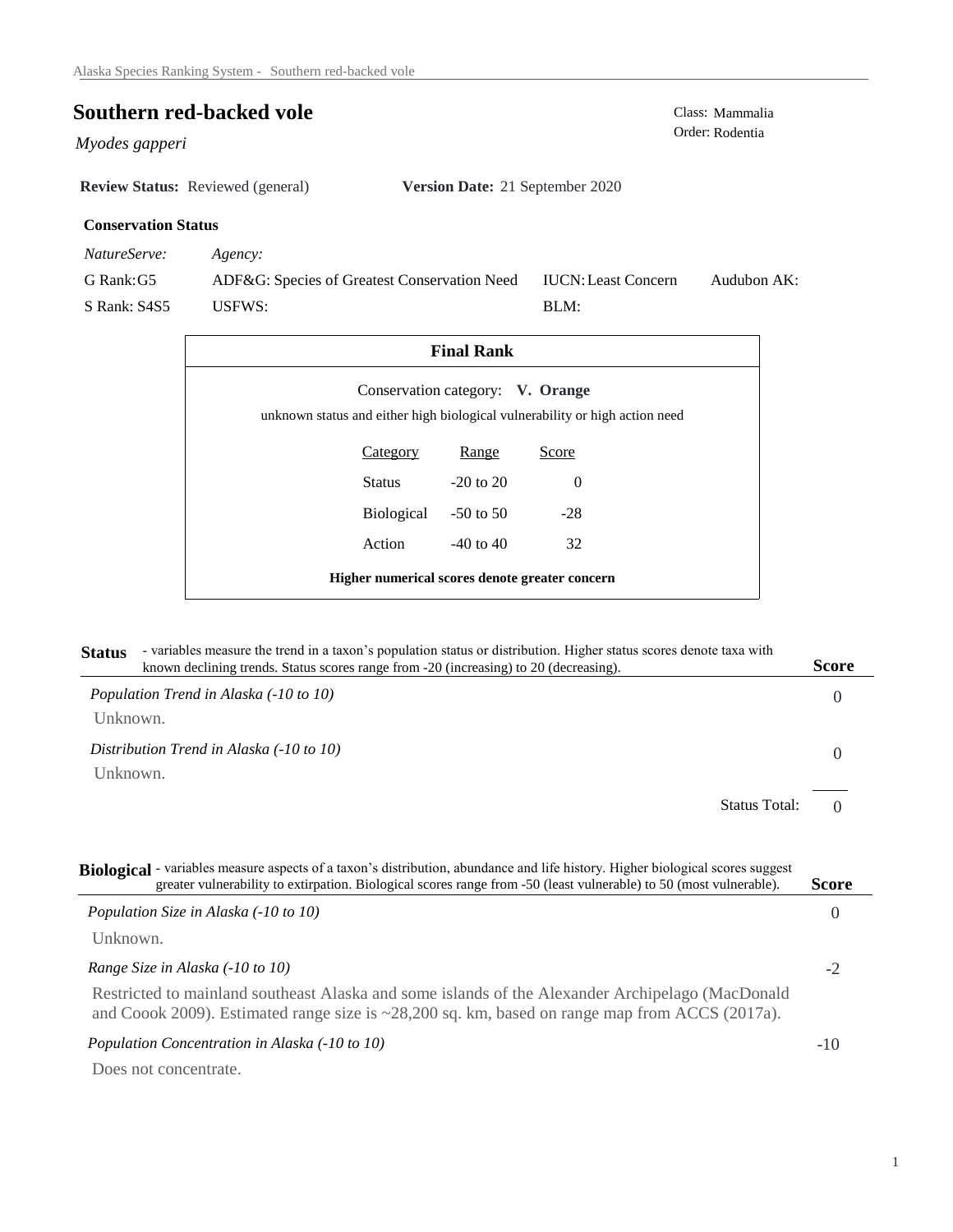# Southern red-backed vole

*Myodes gapperi*

Class: Mammalia
Order: Rodentia

**Review Status:** Reviewed (general) **Version Date:** 21 September 2020

### Conservation Status

| *NatureServe:* | *Agency:* | | |
|---|---|---|---|
| G Rank: G5 | ADF&G: Species of Greatest Conservation Need | IUCN: Least Concern | Audubon AK: |
| S Rank: S4S5 | USFWS: | BLM: | |

### Final Rank

Conservation category: **V. Orange**

unknown status and either high biological vulnerability or high action need

| Category | Range | Score |
|---|---|---|
| Status | -20 to 20 | 0 |
| Biological | -50 to 50 | -28 |
| Action | -40 to 40 | 32 |

**Higher numerical scores denote greater concern**

## Status

- variables measure the trend in a taxon's population status or distribution. Higher status scores denote taxa with known declining trends. Status scores range from -20 (increasing) to 20 (decreasing).

| | Score |
|---|---|
| *Population Trend in Alaska (-10 to 10)* | 0 |
| Unknown. | |
| *Distribution Trend in Alaska (-10 to 10)* | 0 |
| Unknown. | |
| Status Total: | 0 |

## Biological

- variables measure aspects of a taxon's distribution, abundance and life history. Higher biological scores suggest greater vulnerability to extirpation. Biological scores range from -50 (least vulnerable) to 50 (most vulnerable).

| | Score |
|---|---|
| *Population Size in Alaska (-10 to 10)* | 0 |
| Unknown. | |
| *Range Size in Alaska (-10 to 10)* | -2 |
| Restricted to mainland southeast Alaska and some islands of the Alexander Archipelago (MacDonald and Coook 2009). Estimated range size is ~28,200 sq. km, based on range map from ACCS (2017a). | |
| *Population Concentration in Alaska (-10 to 10)* | -10 |
| Does not concentrate. | |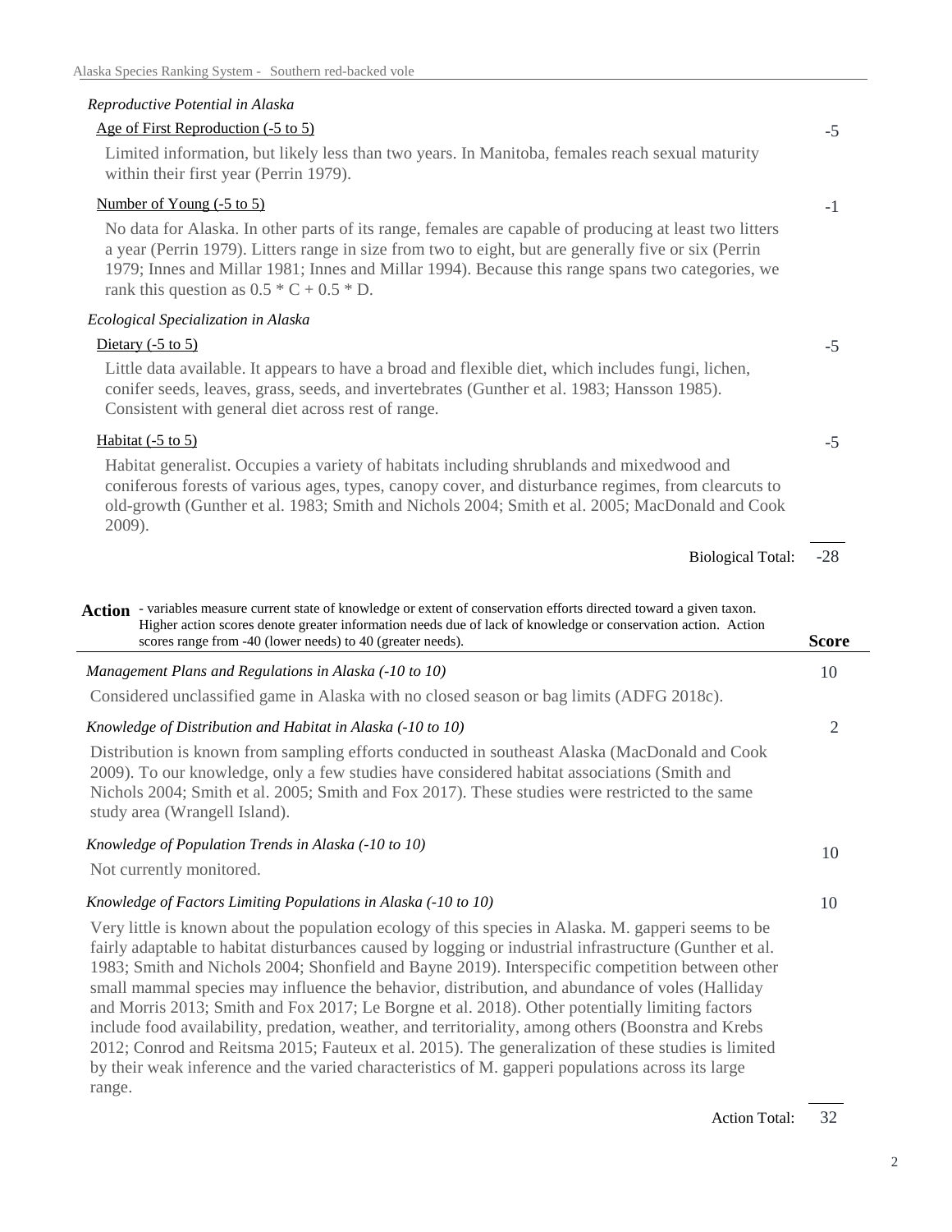*Reproductive Potential in Alaska*

Age of First Reproduction (-5 to 5) — **-5**

Limited information, but likely less than two years. In Manitoba, females reach sexual maturity within their first year (Perrin 1979).

Number of Young (-5 to 5) — **-1**

No data for Alaska. In other parts of its range, females are capable of producing at least two litters a year (Perrin 1979). Litters range in size from two to eight, but are generally five or six (Perrin 1979; Innes and Millar 1981; Innes and Millar 1994). Because this range spans two categories, we rank this question as 0.5 * C + 0.5 * D.

*Ecological Specialization in Alaska*

Dietary (-5 to 5) — **-5**

Little data available. It appears to have a broad and flexible diet, which includes fungi, lichen, conifer seeds, leaves, grass, seeds, and invertebrates (Gunther et al. 1983; Hansson 1985). Consistent with general diet across rest of range.

Habitat (-5 to 5) — **-5**

Habitat generalist. Occupies a variety of habitats including shrublands and mixedwood and coniferous forests of various ages, types, canopy cover, and disturbance regimes, from clearcuts to old-growth (Gunther et al. 1983; Smith and Nichols 2004; Smith et al. 2005; MacDonald and Cook 2009).

Biological Total: **-28**

**Action** - variables measure current state of knowledge or extent of conservation efforts directed toward a given taxon. Higher action scores denote greater information needs due of lack of knowledge or conservation action. Action scores range from -40 (lower needs) to 40 (greater needs).

**Score**

*Management Plans and Regulations in Alaska (-10 to 10)* — **10**

Considered unclassified game in Alaska with no closed season or bag limits (ADFG 2018c).

*Knowledge of Distribution and Habitat in Alaska (-10 to 10)* — **2**

Distribution is known from sampling efforts conducted in southeast Alaska (MacDonald and Cook 2009). To our knowledge, only a few studies have considered habitat associations (Smith and Nichols 2004; Smith et al. 2005; Smith and Fox 2017). These studies were restricted to the same study area (Wrangell Island).

*Knowledge of Population Trends in Alaska (-10 to 10)* — **10**

Not currently monitored.

*Knowledge of Factors Limiting Populations in Alaska (-10 to 10)* — **10**

Very little is known about the population ecology of this species in Alaska. M. gapperi seems to be fairly adaptable to habitat disturbances caused by logging or industrial infrastructure (Gunther et al. 1983; Smith and Nichols 2004; Shonfield and Bayne 2019). Interspecific competition between other small mammal species may influence the behavior, distribution, and abundance of voles (Halliday and Morris 2013; Smith and Fox 2017; Le Borgne et al. 2018). Other potentially limiting factors include food availability, predation, weather, and territoriality, among others (Boonstra and Krebs 2012; Conrod and Reitsma 2015; Fauteux et al. 2015). The generalization of these studies is limited by their weak inference and the varied characteristics of M. gapperi populations across its large range.

Action Total: **32**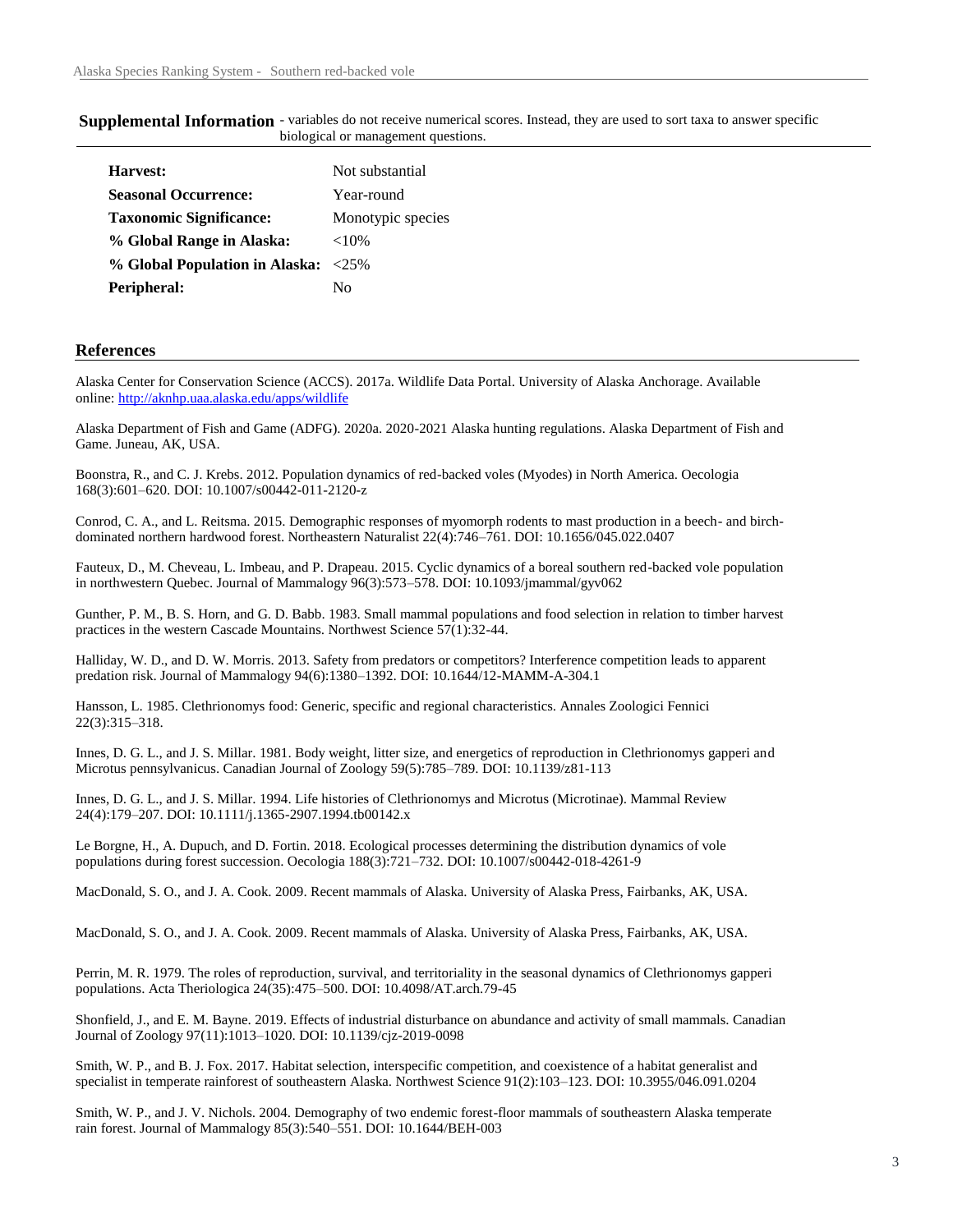## Supplemental Information

- variables do not receive numerical scores. Instead, they are used to sort taxa to answer specific biological or management questions.

| | |
|---|---|
| **Harvest:** | Not substantial |
| **Seasonal Occurrence:** | Year-round |
| **Taxonomic Significance:** | Monotypic species |
| **% Global Range in Alaska:** | <10% |
| **% Global Population in Alaska:** | <25% |
| **Peripheral:** | No |

## References

Alaska Center for Conservation Science (ACCS). 2017a. Wildlife Data Portal. University of Alaska Anchorage. Available online: http://aknhp.uaa.alaska.edu/apps/wildlife

Alaska Department of Fish and Game (ADFG). 2020a. 2020-2021 Alaska hunting regulations. Alaska Department of Fish and Game. Juneau, AK, USA.

Boonstra, R., and C. J. Krebs. 2012. Population dynamics of red-backed voles (Myodes) in North America. Oecologia 168(3):601–620. DOI: 10.1007/s00442-011-2120-z

Conrod, C. A., and L. Reitsma. 2015. Demographic responses of myomorph rodents to mast production in a beech- and birch-dominated northern hardwood forest. Northeastern Naturalist 22(4):746–761. DOI: 10.1656/045.022.0407

Fauteux, D., M. Cheveau, L. Imbeau, and P. Drapeau. 2015. Cyclic dynamics of a boreal southern red-backed vole population in northwestern Quebec. Journal of Mammalogy 96(3):573–578. DOI: 10.1093/jmammal/gyv062

Gunther, P. M., B. S. Horn, and G. D. Babb. 1983. Small mammal populations and food selection in relation to timber harvest practices in the western Cascade Mountains. Northwest Science 57(1):32-44.

Halliday, W. D., and D. W. Morris. 2013. Safety from predators or competitors? Interference competition leads to apparent predation risk. Journal of Mammalogy 94(6):1380–1392. DOI: 10.1644/12-MAMM-A-304.1

Hansson, L. 1985. Clethrionomys food: Generic, specific and regional characteristics. Annales Zoologici Fennici 22(3):315–318.

Innes, D. G. L., and J. S. Millar. 1981. Body weight, litter size, and energetics of reproduction in Clethrionomys gapperi and Microtus pennsylvanicus. Canadian Journal of Zoology 59(5):785–789. DOI: 10.1139/z81-113

Innes, D. G. L., and J. S. Millar. 1994. Life histories of Clethrionomys and Microtus (Microtinae). Mammal Review 24(4):179–207. DOI: 10.1111/j.1365-2907.1994.tb00142.x

Le Borgne, H., A. Dupuch, and D. Fortin. 2018. Ecological processes determining the distribution dynamics of vole populations during forest succession. Oecologia 188(3):721–732. DOI: 10.1007/s00442-018-4261-9

MacDonald, S. O., and J. A. Cook. 2009. Recent mammals of Alaska. University of Alaska Press, Fairbanks, AK, USA.

MacDonald, S. O., and J. A. Cook. 2009. Recent mammals of Alaska. University of Alaska Press, Fairbanks, AK, USA.

Perrin, M. R. 1979. The roles of reproduction, survival, and territoriality in the seasonal dynamics of Clethrionomys gapperi populations. Acta Theriologica 24(35):475–500. DOI: 10.4098/AT.arch.79-45

Shonfield, J., and E. M. Bayne. 2019. Effects of industrial disturbance on abundance and activity of small mammals. Canadian Journal of Zoology 97(11):1013–1020. DOI: 10.1139/cjz-2019-0098

Smith, W. P., and B. J. Fox. 2017. Habitat selection, interspecific competition, and coexistence of a habitat generalist and specialist in temperate rainforest of southeastern Alaska. Northwest Science 91(2):103–123. DOI: 10.3955/046.091.0204

Smith, W. P., and J. V. Nichols. 2004. Demography of two endemic forest-floor mammals of southeastern Alaska temperate rain forest. Journal of Mammalogy 85(3):540–551. DOI: 10.1644/BEH-003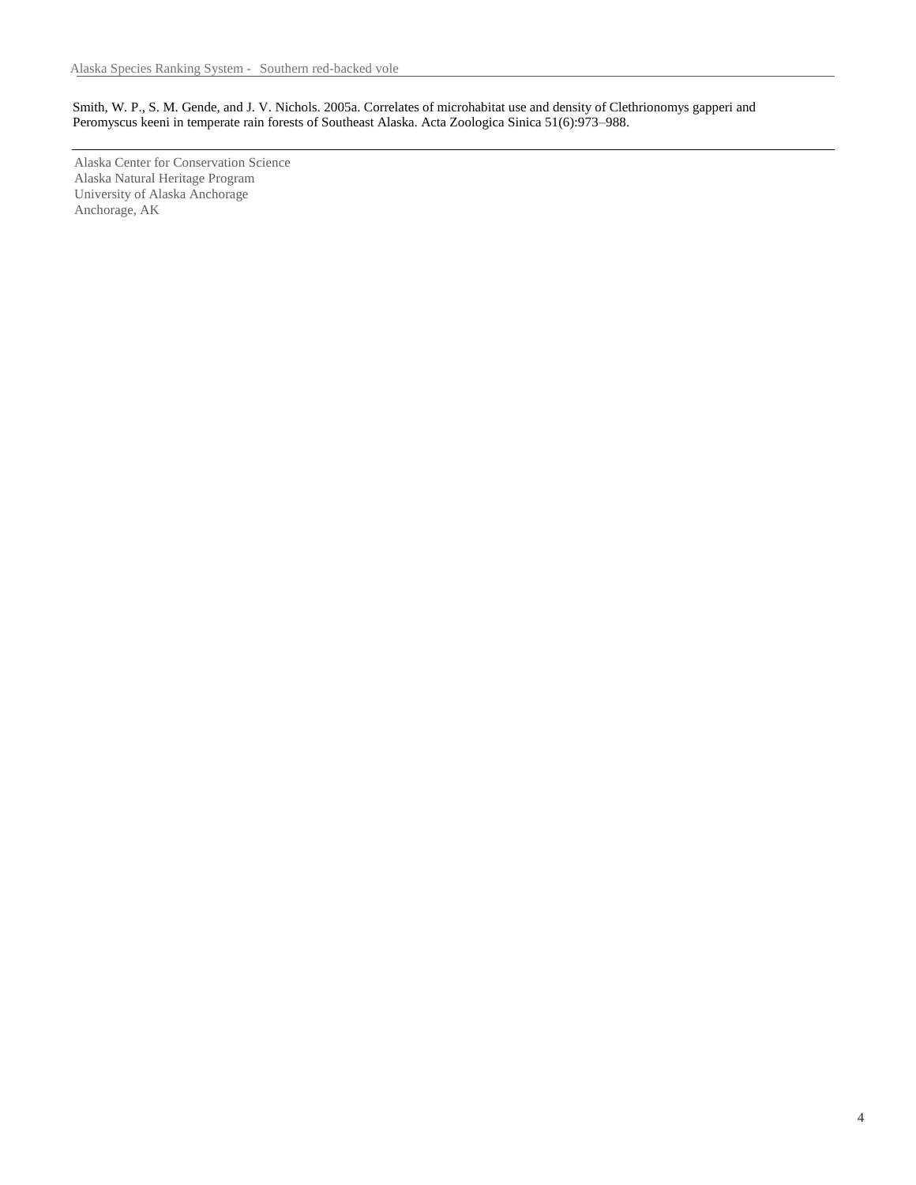Smith, W. P., S. M. Gende, and J. V. Nichols. 2005a. Correlates of microhabitat use and density of Clethrionomys gapperi and Peromyscus keeni in temperate rain forests of Southeast Alaska. Acta Zoologica Sinica 51(6):973–988.

---

Alaska Center for Conservation Science
Alaska Natural Heritage Program
University of Alaska Anchorage
Anchorage, AK